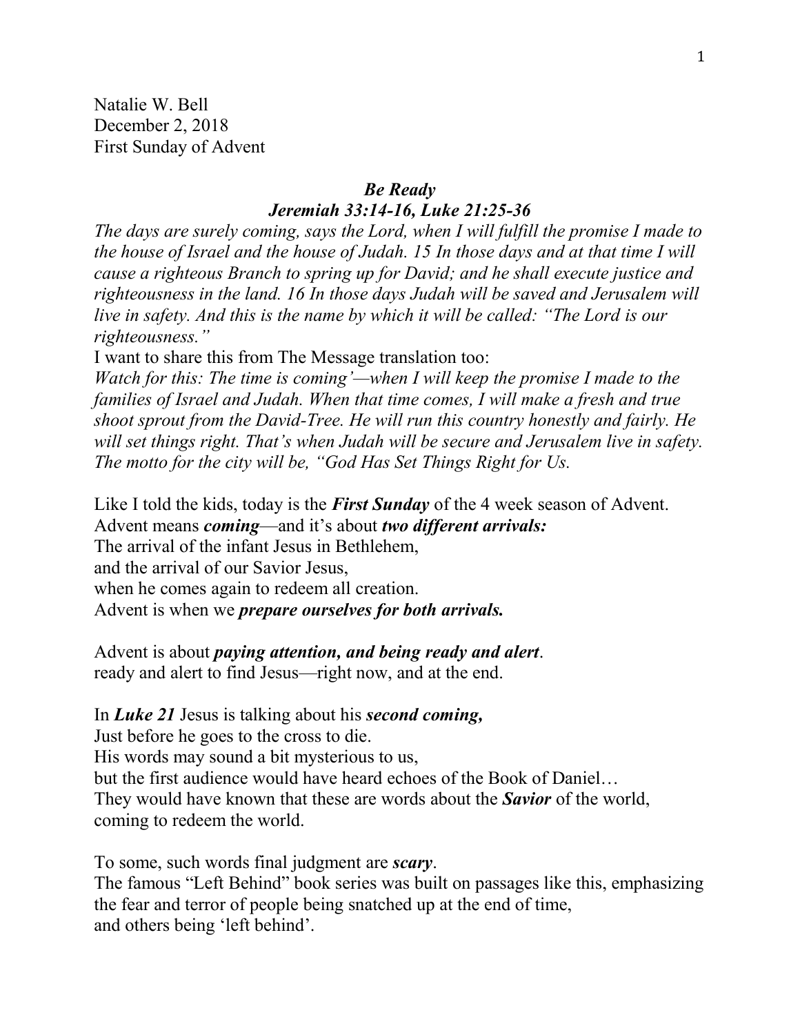Natalie W. Bell
December 2, 2018
First Sunday of Advent

### ***Be Ready***
### ***Jeremiah 33:14-16, Luke 21:25-36***

*The days are surely coming, says the Lord, when I will fulfill the promise I made to the house of Israel and the house of Judah. 15 In those days and at that time I will cause a righteous Branch to spring up for David; and he shall execute justice and righteousness in the land. 16 In those days Judah will be saved and Jerusalem will live in safety. And this is the name by which it will be called: "The Lord is our righteousness."*

I want to share this from The Message translation too:

*Watch for this: The time is coming'—when I will keep the promise I made to the families of Israel and Judah. When that time comes, I will make a fresh and true shoot sprout from the David-Tree. He will run this country honestly and fairly. He will set things right. That's when Judah will be secure and Jerusalem live in safety. The motto for the city will be, "God Has Set Things Right for Us.*

Like I told the kids, today is the ***First Sunday*** of the 4 week season of Advent.
Advent means ***coming***—and it's about ***two different arrivals:***
The arrival of the infant Jesus in Bethlehem,
and the arrival of our Savior Jesus,
when he comes again to redeem all creation.
Advent is when we ***prepare ourselves for both arrivals.***

Advent is about ***paying attention, and being ready and alert***.
ready and alert to find Jesus—right now, and at the end.

In ***Luke 21*** Jesus is talking about his ***second coming,***
Just before he goes to the cross to die.
His words may sound a bit mysterious to us,
but the first audience would have heard echoes of the Book of Daniel…
They would have known that these are words about the ***Savior*** of the world,
coming to redeem the world.

To some, such words final judgment are ***scary***.
The famous "Left Behind" book series was built on passages like this, emphasizing the fear and terror of people being snatched up at the end of time,
and others being 'left behind'.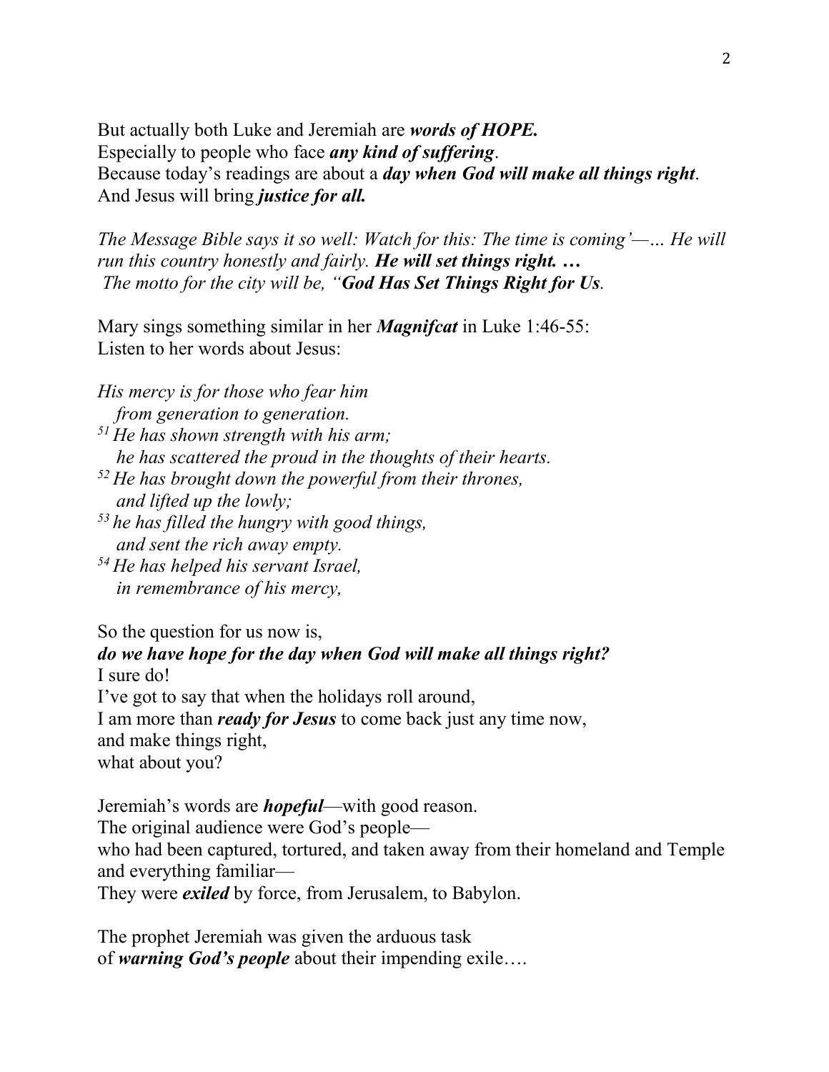But actually both Luke and Jeremiah are ***words of HOPE.***
Especially to people who face ***any kind of suffering***.
Because today's readings are about a ***day when God will make all things right***.
And Jesus will bring ***justice for all.***

*The Message Bible says it so well: Watch for this: The time is coming'—… He will run this country honestly and fairly.* ***He will set things right. …***
*The motto for the city will be, "**God Has Set Things Right for Us**.*

Mary sings something similar in her ***Magnifcat*** in Luke 1:46-55:
Listen to her words about Jesus:

*His mercy is for those who fear him*
*from generation to generation.*
*[51] He has shown strength with his arm;*
*he has scattered the proud in the thoughts of their hearts.*
*[52] He has brought down the powerful from their thrones,*
*and lifted up the lowly;*
*[53] he has filled the hungry with good things,*
*and sent the rich away empty.*
*[54] He has helped his servant Israel,*
*in remembrance of his mercy,*

So the question for us now is,
***do we have hope for the day when God will make all things right?***
I sure do!
I've got to say that when the holidays roll around,
I am more than ***ready for Jesus*** to come back just any time now,
and make things right,
what about you?

Jeremiah's words are ***hopeful***—with good reason.
The original audience were God's people—
who had been captured, tortured, and taken away from their homeland and Temple and everything familiar—
They were ***exiled*** by force, from Jerusalem, to Babylon.

The prophet Jeremiah was given the arduous task
of ***warning God's people*** about their impending exile….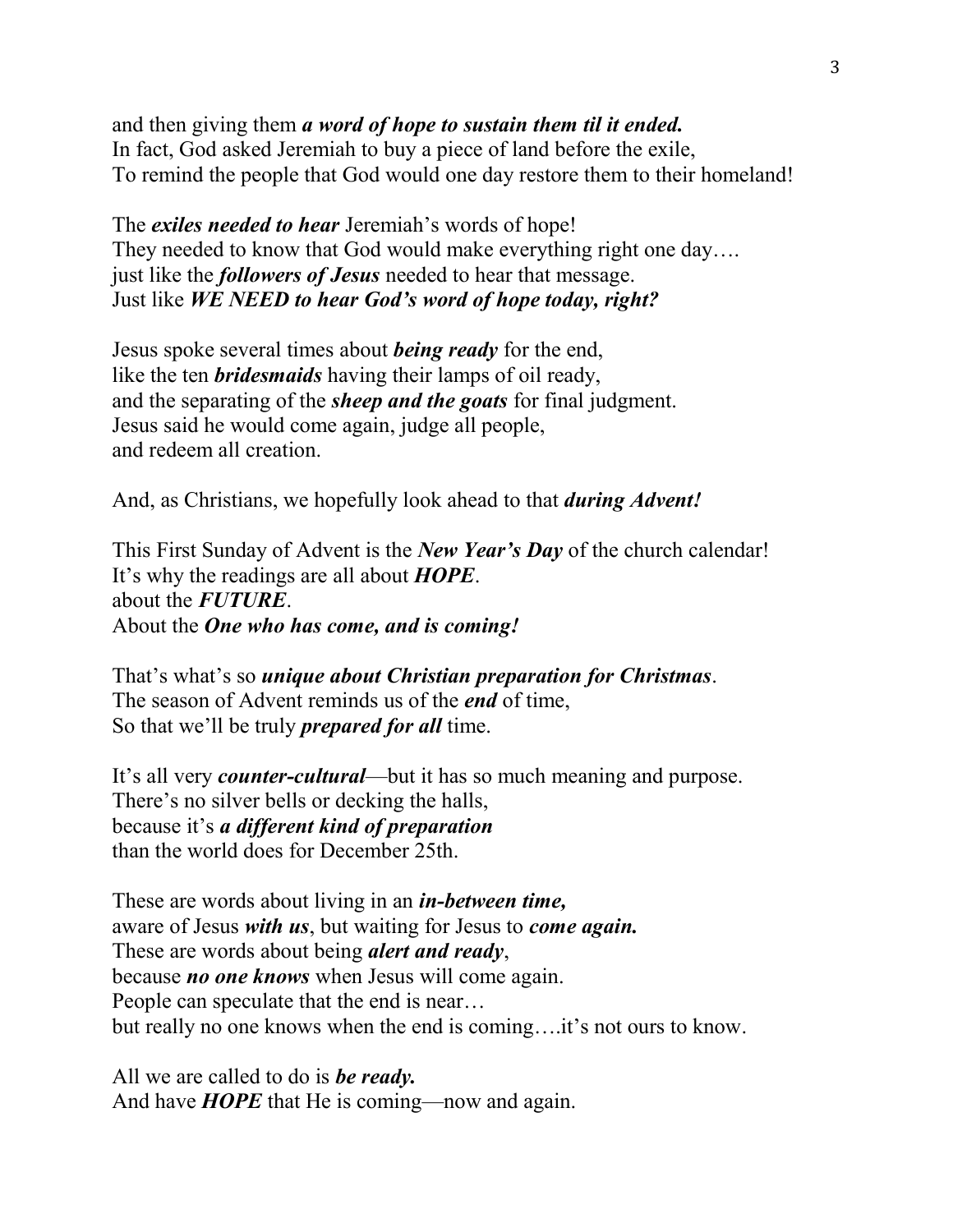and then giving them ***a word of hope to sustain them til it ended.***
In fact, God asked Jeremiah to buy a piece of land before the exile,
To remind the people that God would one day restore them to their homeland!

The ***exiles needed to hear*** Jeremiah's words of hope!
They needed to know that God would make everything right one day….
just like the ***followers of Jesus*** needed to hear that message.
Just like ***WE NEED to hear God's word of hope today, right?***

Jesus spoke several times about ***being ready*** for the end,
like the ten ***bridesmaids*** having their lamps of oil ready,
and the separating of the ***sheep and the goats*** for final judgment.
Jesus said he would come again, judge all people,
and redeem all creation.

And, as Christians, we hopefully look ahead to that ***during Advent!***

This First Sunday of Advent is the ***New Year's Day*** of the church calendar!
It's why the readings are all about ***HOPE***.
about the ***FUTURE***.
About the ***One who has come, and is coming!***

That's what's so ***unique about Christian preparation for Christmas***.
The season of Advent reminds us of the ***end*** of time,
So that we'll be truly ***prepared for all*** time.

It's all very ***counter-cultural***—but it has so much meaning and purpose.
There's no silver bells or decking the halls,
because it's ***a different kind of preparation***
than the world does for December 25th.

These are words about living in an ***in-between time,***
aware of Jesus ***with us***, but waiting for Jesus to ***come again.***
These are words about being ***alert and ready***,
because ***no one knows*** when Jesus will come again.
People can speculate that the end is near…
but really no one knows when the end is coming….it's not ours to know.

All we are called to do is ***be ready.***
And have ***HOPE*** that He is coming—now and again.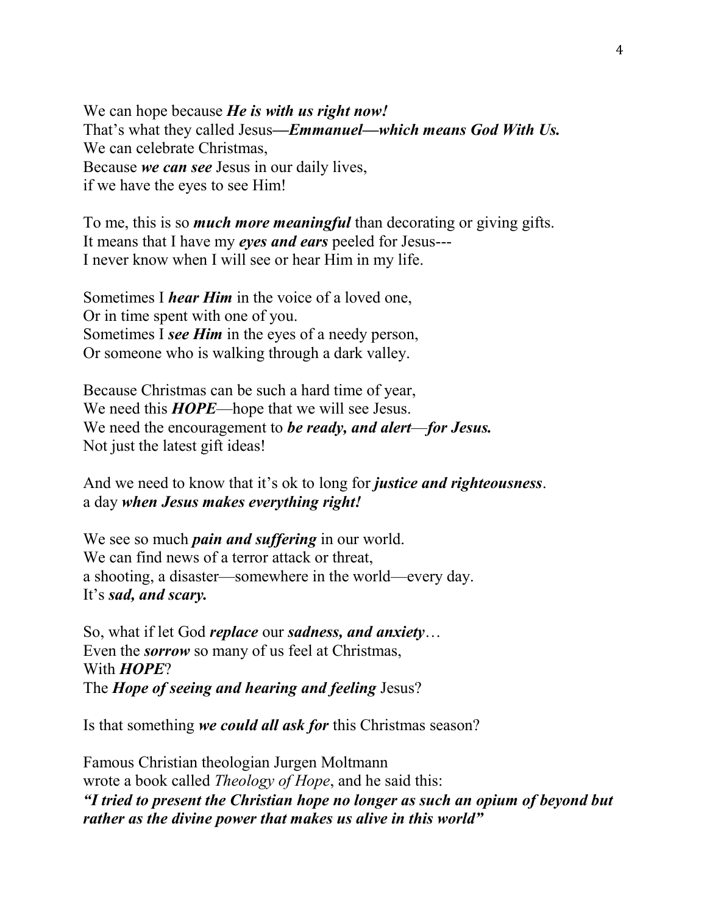We can hope because ***He is with us right now!***  
That's what they called Jesus***—Emmanuel—which means God With Us.***  
We can celebrate Christmas,  
Because ***we can see*** Jesus in our daily lives,  
if we have the eyes to see Him!

To me, this is so ***much more meaningful*** than decorating or giving gifts.  
It means that I have my ***eyes and ears*** peeled for Jesus---  
I never know when I will see or hear Him in my life.

Sometimes I ***hear Him*** in the voice of a loved one,  
Or in time spent with one of you.  
Sometimes I ***see Him*** in the eyes of a needy person,  
Or someone who is walking through a dark valley.

Because Christmas can be such a hard time of year,  
We need this ***HOPE***—hope that we will see Jesus.  
We need the encouragement to ***be ready, and alert***—***for Jesus.***  
Not just the latest gift ideas!

And we need to know that it's ok to long for ***justice and righteousness***.  
a day ***when Jesus makes everything right!***

We see so much ***pain and suffering*** in our world.  
We can find news of a terror attack or threat,  
a shooting, a disaster—somewhere in the world—every day.  
It's ***sad, and scary.***

So, what if let God ***replace*** our ***sadness, and anxiety***…  
Even the ***sorrow*** so many of us feel at Christmas,  
With ***HOPE***?  
The ***Hope of seeing and hearing and feeling*** Jesus?

Is that something ***we could all ask for*** this Christmas season?

Famous Christian theologian Jurgen Moltmann  
wrote a book called *Theology of Hope*, and he said this:  
***"I tried to present the Christian hope no longer as such an opium of beyond but rather as the divine power that makes us alive in this world"***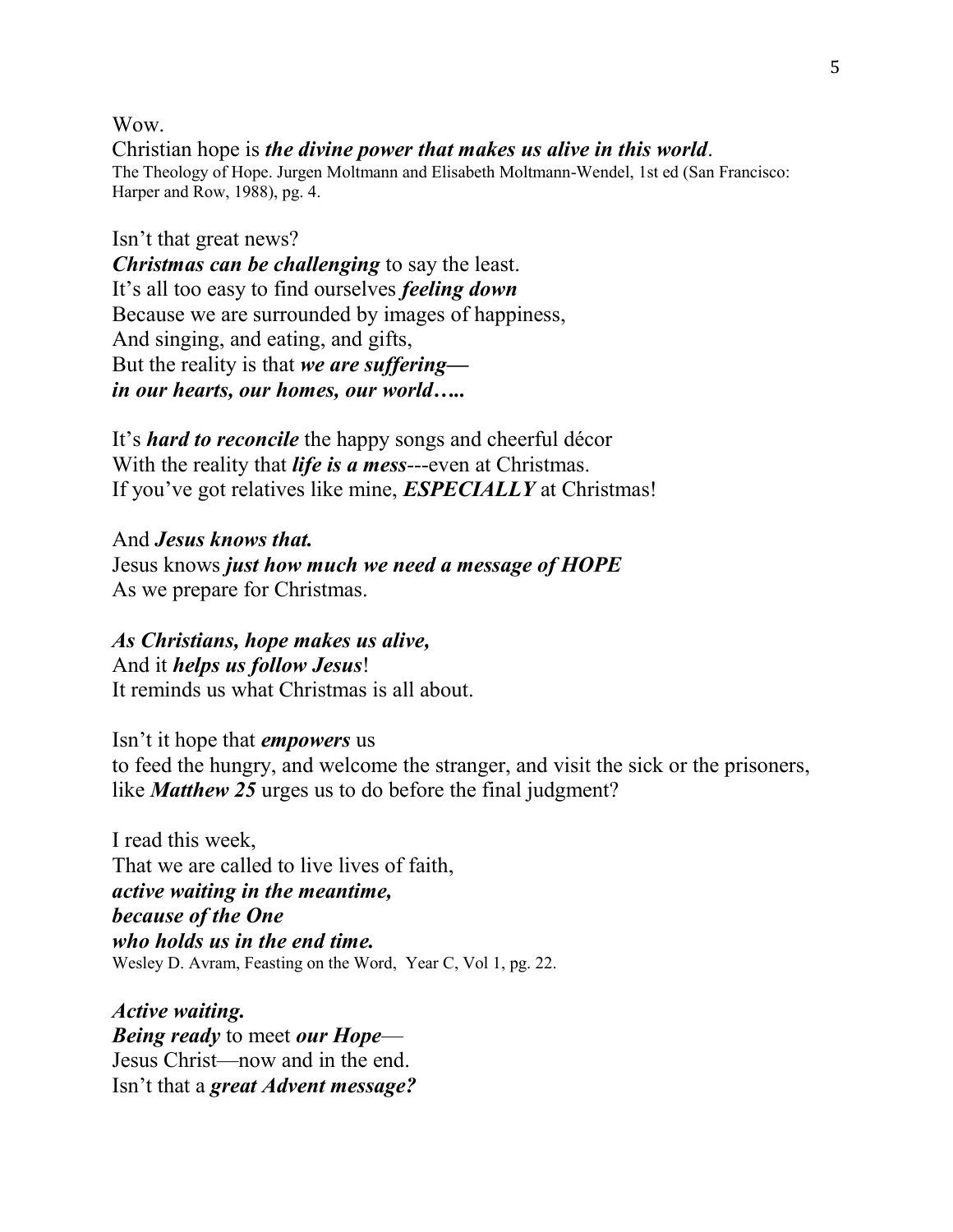Wow.
Christian hope is ***the divine power that makes us alive in this world***.
The Theology of Hope. Jurgen Moltmann and Elisabeth Moltmann-Wendel, 1st ed (San Francisco: Harper and Row, 1988), pg. 4.

Isn't that great news?
***Christmas can be challenging*** to say the least.
It's all too easy to find ourselves ***feeling down***
Because we are surrounded by images of happiness,
And singing, and eating, and gifts,
But the reality is that ***we are suffering—***
***in our hearts, our homes, our world…..***

It's ***hard to reconcile*** the happy songs and cheerful décor
With the reality that ***life is a mess***---even at Christmas.
If you've got relatives like mine, ***ESPECIALLY*** at Christmas!

And ***Jesus knows that.***
Jesus knows ***just how much we need a message of HOPE***
As we prepare for Christmas.

***As Christians, hope makes us alive,***
And it ***helps us follow Jesus***!
It reminds us what Christmas is all about.

Isn't it hope that ***empowers*** us
to feed the hungry, and welcome the stranger, and visit the sick or the prisoners,
like ***Matthew 25*** urges us to do before the final judgment?

I read this week,
That we are called to live lives of faith,
***active waiting in the meantime,***
***because of the One***
***who holds us in the end time.***
Wesley D. Avram, Feasting on the Word, Year C, Vol 1, pg. 22.

***Active waiting.***
***Being ready*** to meet ***our Hope***—
Jesus Christ—now and in the end.
Isn't that a ***great Advent message?***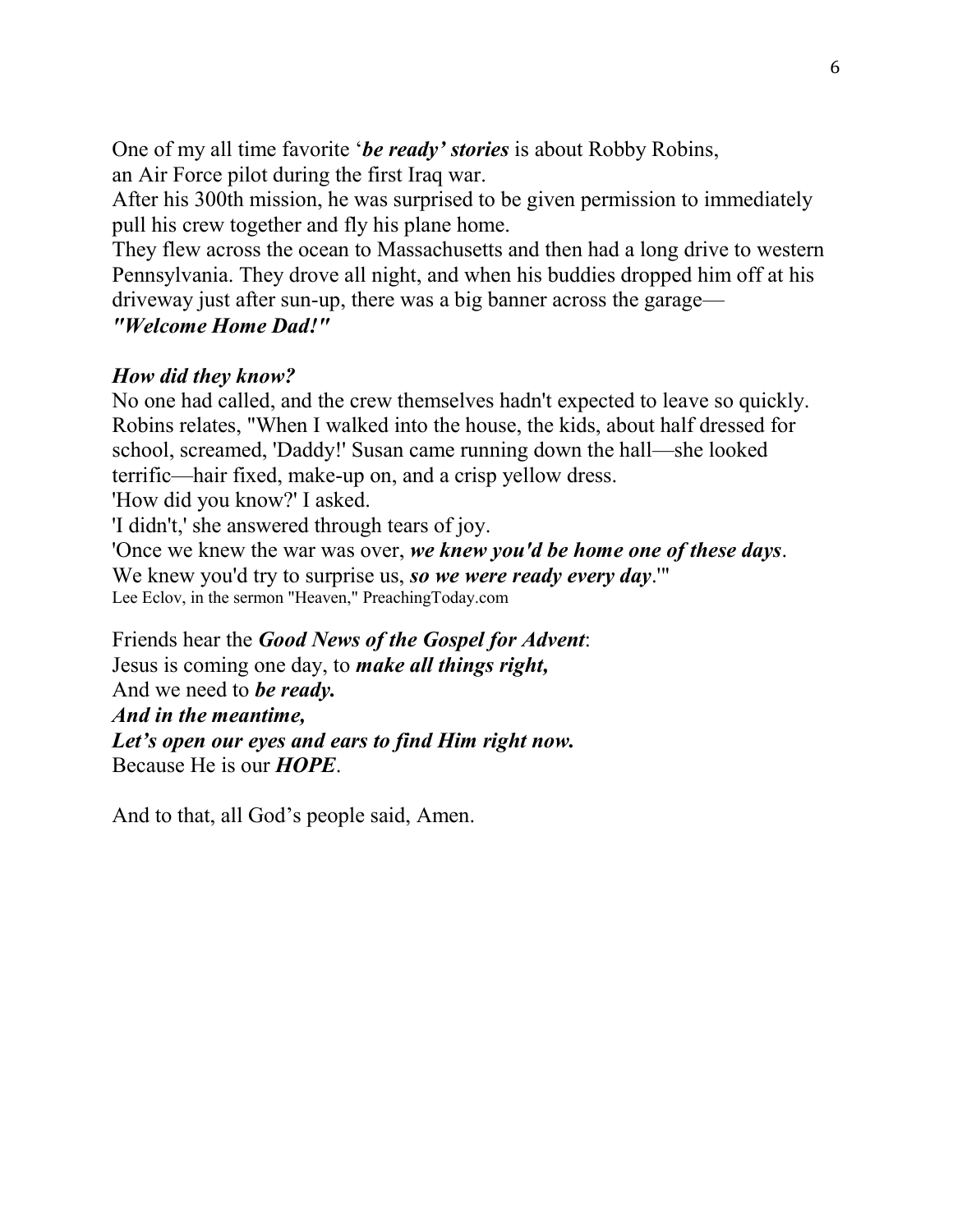One of my all time favorite '***be ready' stories*** is about Robby Robins,
an Air Force pilot during the first Iraq war.
After his 300th mission, he was surprised to be given permission to immediately pull his crew together and fly his plane home.
They flew across the ocean to Massachusetts and then had a long drive to western Pennsylvania. They drove all night, and when his buddies dropped him off at his driveway just after sun-up, there was a big banner across the garage—
***"Welcome Home Dad!"***

***How did they know?***
No one had called, and the crew themselves hadn't expected to leave so quickly. Robins relates, "When I walked into the house, the kids, about half dressed for school, screamed, 'Daddy!' Susan came running down the hall—she looked terrific—hair fixed, make-up on, and a crisp yellow dress.
'How did you know?' I asked.
'I didn't,' she answered through tears of joy.
'Once we knew the war was over, ***we knew you'd be home one of these days***.
We knew you'd try to surprise us, ***so we were ready every day***.'"
Lee Eclov, in the sermon "Heaven," PreachingToday.com

Friends hear the ***Good News of the Gospel for Advent***:
Jesus is coming one day, to ***make all things right,***
And we need to ***be ready.***
***And in the meantime,***
***Let's open our eyes and ears to find Him right now.***
Because He is our ***HOPE***.

And to that, all God's people said, Amen.